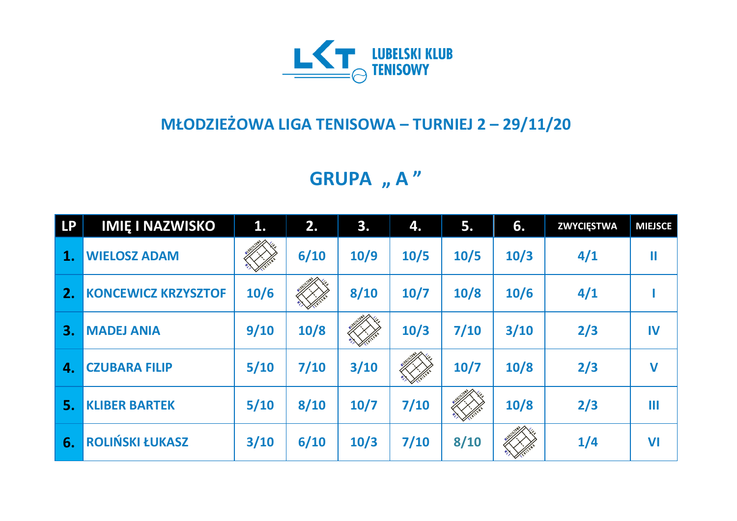LUBELSKI KLUB TENISOWY

## MŁODZIEŻOWA LIGA TENISOWA – TURNIEJ 2 – 29/11/20

## GRUPA „ A ”

| LP | IMIĘ I NAZWISKO | 1. | 2. | 3. | 4. | 5. | 6. | ZWYCIĘSTWA | MIEJSCE |
|---|---|---|---|---|---|---|---|---|---|
| 1. | WIELOSZ ADAM | | 6/10 | 10/9 | 10/5 | 10/5 | 10/3 | 4/1 | II |
| 2. | KONCEWICZ KRZYSZTOF | 10/6 | | 8/10 | 10/7 | 10/8 | 10/6 | 4/1 | I |
| 3. | MADEJ ANIA | 9/10 | 10/8 | | 10/3 | 7/10 | 3/10 | 2/3 | IV |
| 4. | CZUBARA FILIP | 5/10 | 7/10 | 3/10 | | 10/7 | 10/8 | 2/3 | V |
| 5. | KLIBER BARTEK | 5/10 | 8/10 | 10/7 | 7/10 | | 10/8 | 2/3 | III |
| 6. | ROLIŃSKI ŁUKASZ | 3/10 | 6/10 | 10/3 | 7/10 | 8/10 | | 1/4 | VI |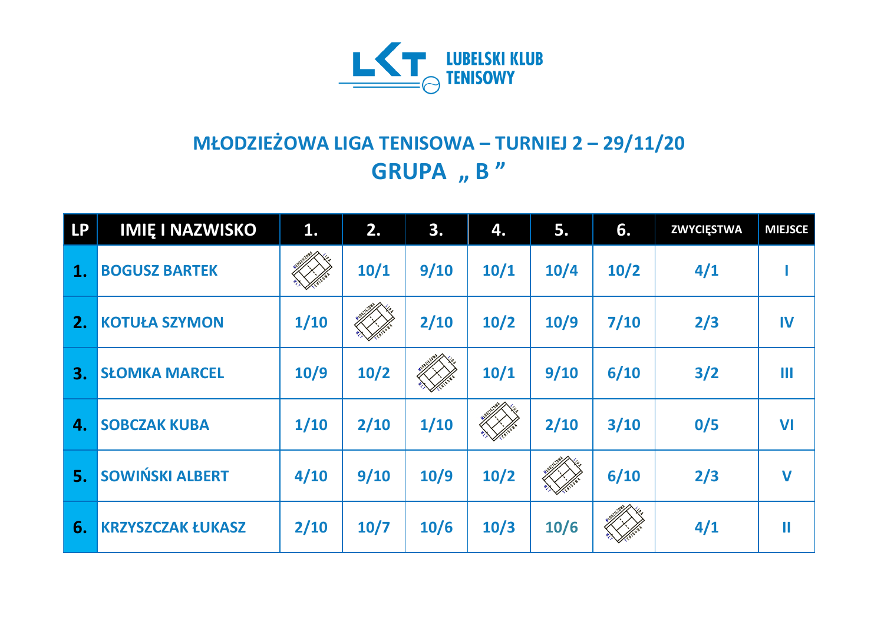LUBELSKI KLUB TENISOWY

# MŁODZIEŻOWA LIGA TENISOWA – TURNIEJ 2 – 29/11/20

## GRUPA „ B ”

| LP | IMIĘ I NAZWISKO | 1. | 2. | 3. | 4. | 5. | 6. | ZWYCIĘSTWA | MIEJSCE |
|---|---|---|---|---|---|---|---|---|---|
| 1. | BOGUSZ BARTEK | | 10/1 | 9/10 | 10/1 | 10/4 | 10/2 | 4/1 | I |
| 2. | KOTUŁA SZYMON | 1/10 | | 2/10 | 10/2 | 10/9 | 7/10 | 2/3 | IV |
| 3. | SŁOMKA MARCEL | 10/9 | 10/2 | | 10/1 | 9/10 | 6/10 | 3/2 | III |
| 4. | SOBCZAK KUBA | 1/10 | 2/10 | 1/10 | | 2/10 | 3/10 | 0/5 | VI |
| 5. | SOWIŃSKI ALBERT | 4/10 | 9/10 | 10/9 | 10/2 | | 6/10 | 2/3 | V |
| 6. | KRZYSZCZAK ŁUKASZ | 2/10 | 10/7 | 10/6 | 10/3 | 10/6 | | 4/1 | II |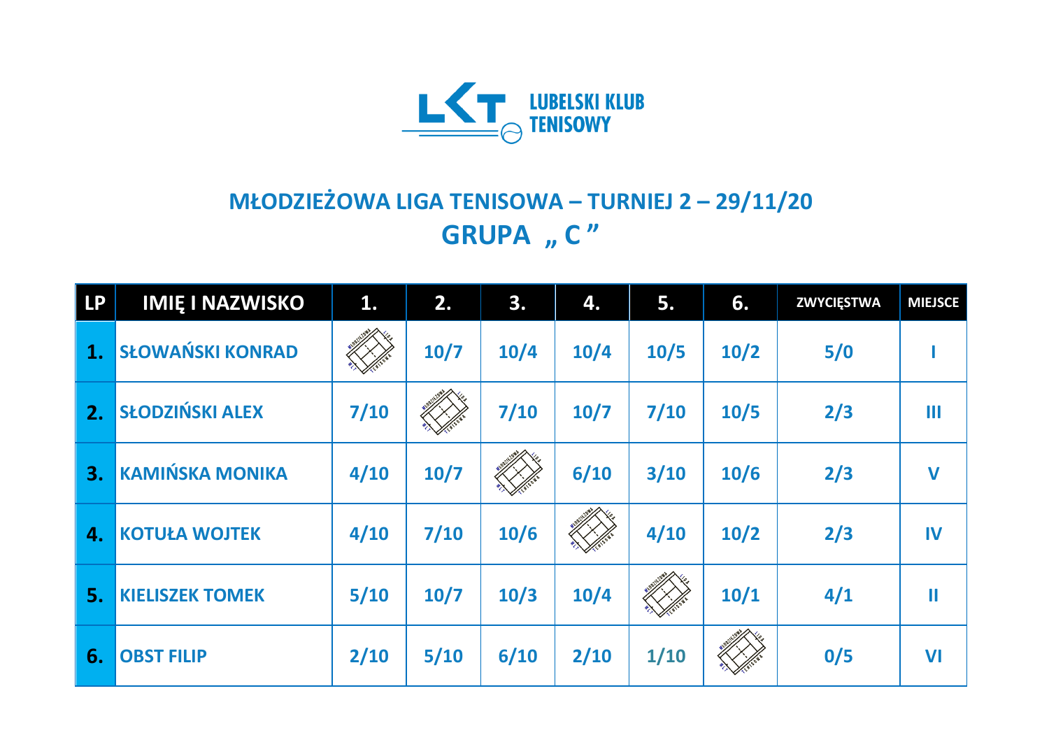LUBELSKI KLUB TENISOWY

# MŁODZIEŻOWA LIGA TENISOWA – TURNIEJ 2 – 29/11/20

## GRUPA „ C ”

| LP | IMIĘ I NAZWISKO | 1. | 2. | 3. | 4. | 5. | 6. | ZWYCIĘSTWA | MIEJSCE |
|---|---|---|---|---|---|---|---|---|---|
| 1. | SŁOWAŃSKI KONRAD | | 10/7 | 10/4 | 10/4 | 10/5 | 10/2 | 5/0 | I |
| 2. | SŁODZIŃSKI ALEX | 7/10 | | 7/10 | 10/7 | 7/10 | 10/5 | 2/3 | III |
| 3. | KAMIŃSKA MONIKA | 4/10 | 10/7 | | 6/10 | 3/10 | 10/6 | 2/3 | V |
| 4. | KOTUŁA WOJTEK | 4/10 | 7/10 | 10/6 | | 4/10 | 10/2 | 2/3 | IV |
| 5. | KIELISZEK TOMEK | 5/10 | 10/7 | 10/3 | 10/4 | | 10/1 | 4/1 | II |
| 6. | OBST FILIP | 2/10 | 5/10 | 6/10 | 2/10 | 1/10 | | 0/5 | VI |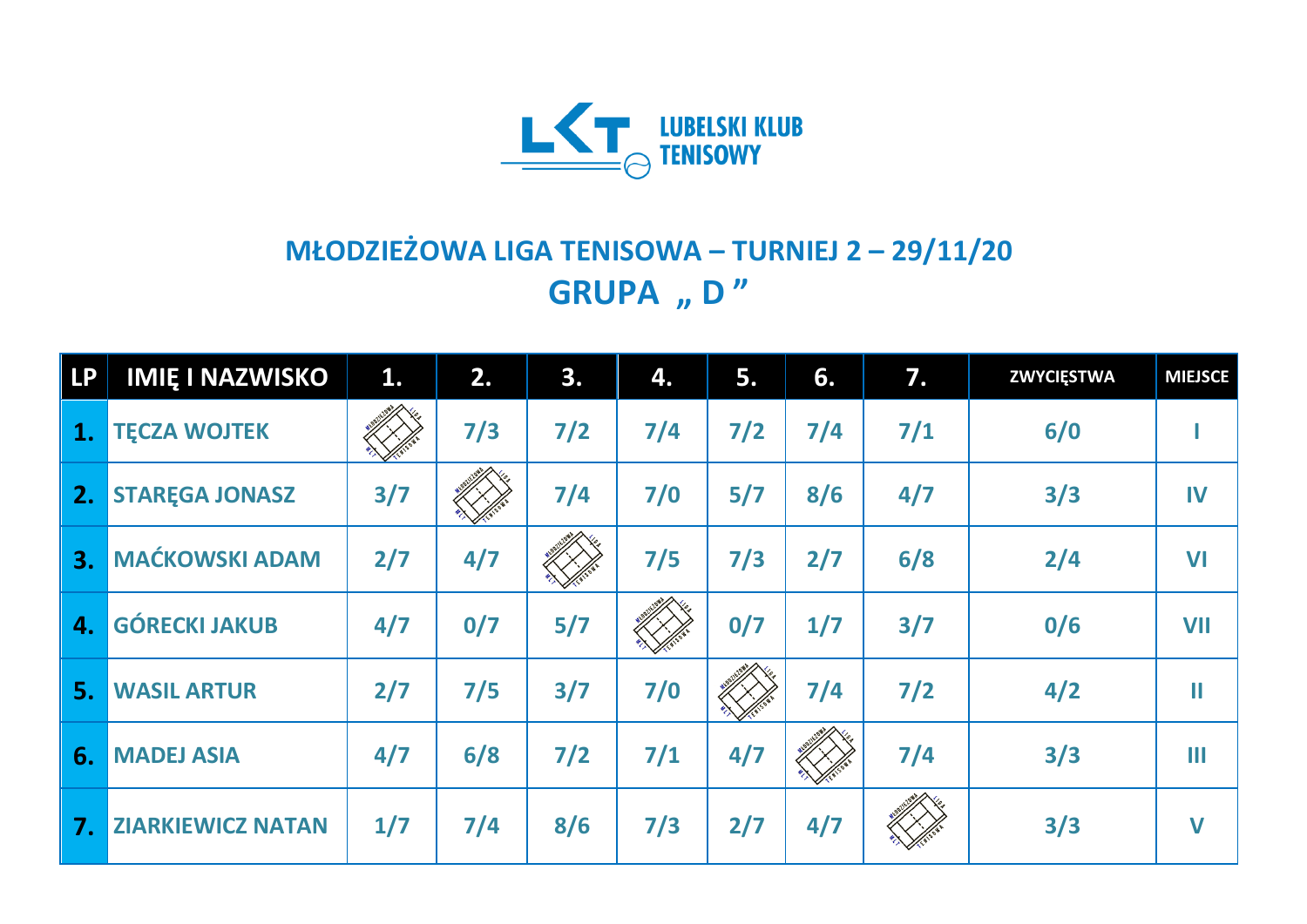LUBELSKI KLUB TENISOWY

## MŁODZIEŻOWA LIGA TENISOWA – TURNIEJ 2 – 29/11/20

## GRUPA „ D ”

| LP | IMIĘ I NAZWISKO | 1. | 2. | 3. | 4. | 5. | 6. | 7. | ZWYCIĘSTWA | MIEJSCE |
|---|---|---|---|---|---|---|---|---|---|---|
| 1. | TĘCZA WOJTEK | | 7/3 | 7/2 | 7/4 | 7/2 | 7/4 | 7/1 | 6/0 | I |
| 2. | STARĘGA JONASZ | 3/7 | | 7/4 | 7/0 | 5/7 | 8/6 | 4/7 | 3/3 | IV |
| 3. | MAĆKOWSKI ADAM | 2/7 | 4/7 | | 7/5 | 7/3 | 2/7 | 6/8 | 2/4 | VI |
| 4. | GÓRECKI JAKUB | 4/7 | 0/7 | 5/7 | | 0/7 | 1/7 | 3/7 | 0/6 | VII |
| 5. | WASIL ARTUR | 2/7 | 7/5 | 3/7 | 7/0 | | 7/4 | 7/2 | 4/2 | II |
| 6. | MADEJ ASIA | 4/7 | 6/8 | 7/2 | 7/1 | 4/7 | | 7/4 | 3/3 | III |
| 7. | ZIARKIEWICZ NATAN | 1/7 | 7/4 | 8/6 | 7/3 | 2/7 | 4/7 | | 3/3 | V |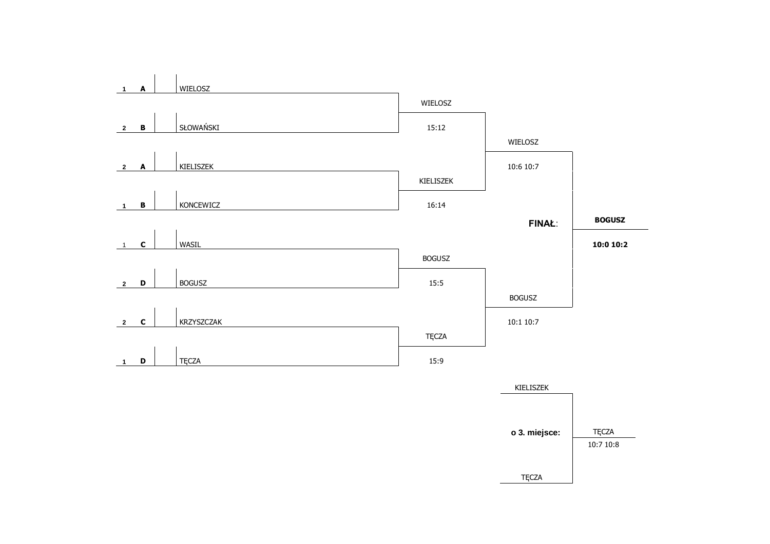| | | | |
|---|---|---|---|
| 1 | A | | WIELOSZ |
| 2 | B | | SŁOWAŃSKI |
| 2 | A | | KIELISZEK |
| 1 | B | | KONCEWICZ |
| 1 | C | | WASIL |
| 2 | D | | BOGUSZ |
| 2 | C | | KRZYSZCZAK |
| 1 | D | | TĘCZA |

WIELOSZ
15:12

KIELISZEK
16:14

BOGUSZ
15:5

TĘCZA
15:9

WIELOSZ
10:6 10:7

BOGUSZ
10:1 10:7

**FINAŁ**:

**BOGUSZ**

**10:0 10:2**

KIELISZEK

**o 3. miejsce:**

TĘCZA

TĘCZA
10:7 10:8